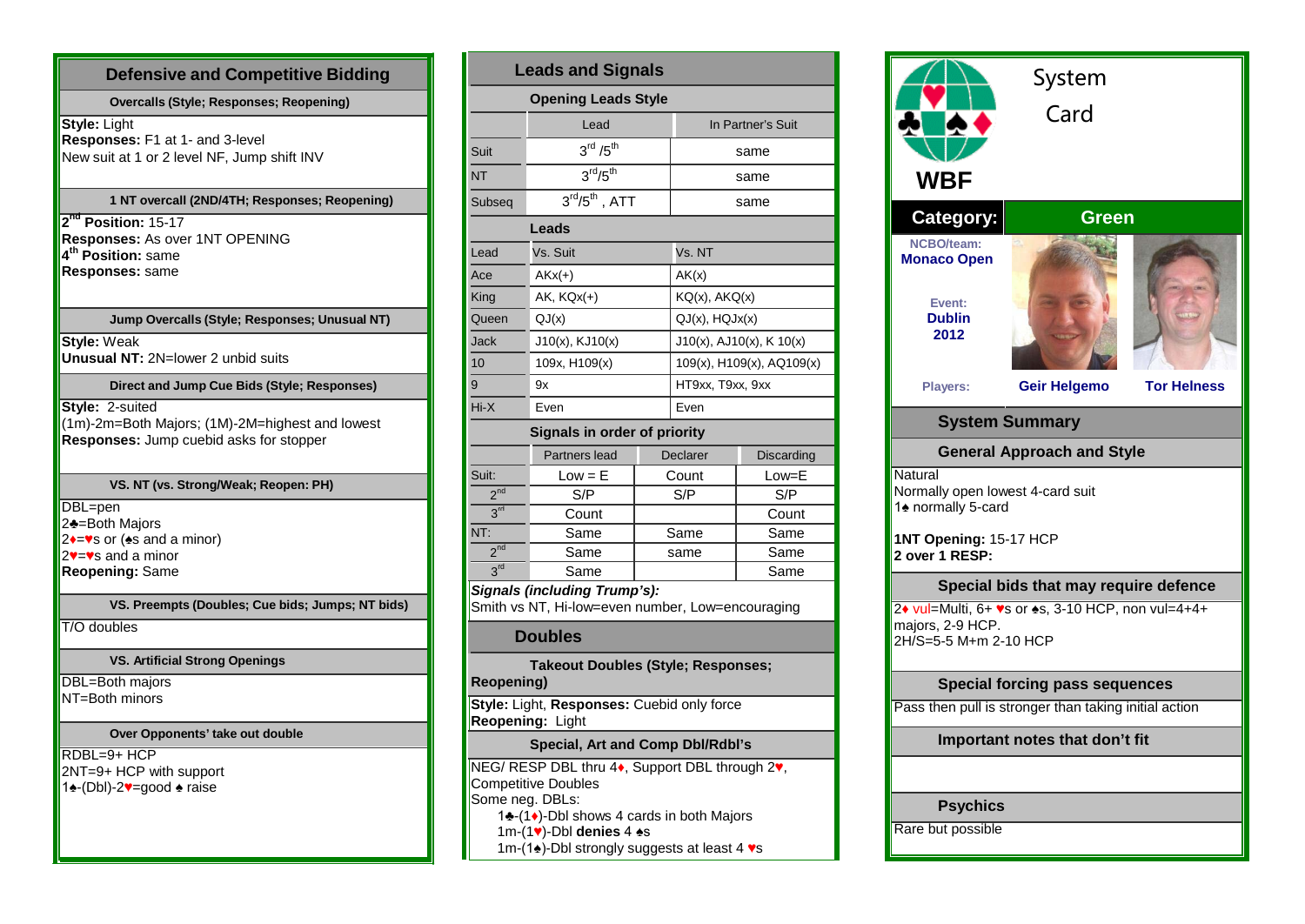## Defensive and Competitive Bidding

### Overcalls (Style; Responses; Reopening)

**Style:** Light
**Responses:** F1 at 1- and 3-level
New suit at 1 or 2 level NF, Jump shift INV

### 1 NT overcall (2ND/4TH; Responses; Reopening)

**2nd Position:** 15-17
**Responses:** As over 1NT OPENING
**4th Position:** same
**Responses:** same

### Jump Overcalls (Style; Responses; Unusual NT)

**Style:** Weak
**Unusual NT:** 2N=lower 2 unbid suits

### Direct and Jump Cue Bids (Style; Responses)

**Style:** 2-suited
(1m)-2m=Both Majors; (1M)-2M=highest and lowest
**Responses:** Jump cuebid asks for stopper

### VS. NT (vs. Strong/Weak; Reopen: PH)

DBL=pen
2♣=Both Majors
2♦=♥s or (♠s and a minor)
2♥=♥s and a minor
**Reopening:** Same

### VS. Preempts (Doubles; Cue bids; Jumps; NT bids)

T/O doubles

### VS. Artificial Strong Openings

DBL=Both majors
NT=Both minors

### Over Opponents' take out double

RDBL=9+ HCP
2NT=9+ HCP with support
1♠-(Dbl)-2♥=good ♠ raise

## Leads and Signals

### Opening Leads Style

| | Lead | In Partner's Suit |
|---|---|---|
| Suit | 3rd /5th | same |
| NT | 3rd/5th | same |
| Subseq | 3rd/5th , ATT | same |

### Leads

| Lead | Vs. Suit | Vs. NT |
|---|---|---|
| Ace | AKx(+) | AK(x) |
| King | AK, KQx(+) | KQ(x), AKQ(x) |
| Queen | QJ(x) | QJ(x), HQJx(x) |
| Jack | J10(x), KJ10(x) | J10(x), AJ10(x), K 10(x) |
| 10 | 109x, H109(x) | 109(x), H109(x), AQ109(x) |
| 9 | 9x | HT9xx, T9xx, 9xx |
| Hi-X | Even | Even |

### Signals in order of priority

| | Partners lead | Declarer | Discarding |
|---|---|---|---|
| Suit: | Low = E | Count | Low=E |
| 2nd | S/P | S/P | S/P |
| 3rd | Count | | Count |
| NT: | Same | Same | Same |
| 2nd | Same | same | Same |
| 3rd | Same | | Same |

***Signals (including Trump's):***
Smith vs NT, Hi-low=even number, Low=encouraging

## Doubles

### Takeout Doubles (Style; Responses; Reopening)

**Style:** Light, **Responses:** Cuebid only force
**Reopening:** Light

### Special, Art and Comp Dbl/Rdbl's

NEG/ RESP DBL thru 4♦, Support DBL through 2♥,
Competitive Doubles
Some neg. DBLs:
- 1♣-(1♦)-Dbl shows 4 cards in both Majors
- 1m-(1♥)-Dbl **denies** 4 ♠s
- 1m-(1♠)-Dbl strongly suggests at least 4 ♥s

# WBF System Card

**Category:** Green

**NCBO/team:** Monaco Open

**Event:** Dublin 2012

**Players:** Geir Helgemo, Tor Helness

## System Summary

### General Approach and Style

Natural
Normally open lowest 4-card suit
1♠ normally 5-card

**1NT Opening:** 15-17 HCP
**2 over 1 RESP:**

### Special bids that may require defence

2♦ vul=Multi, 6+ ♥s or ♠s, 3-10 HCP, non vul=4+4+ majors, 2-9 HCP.
2H/S=5-5 M+m 2-10 HCP

### Special forcing pass sequences

Pass then pull is stronger than taking initial action

### Important notes that don't fit

### Psychics

Rare but possible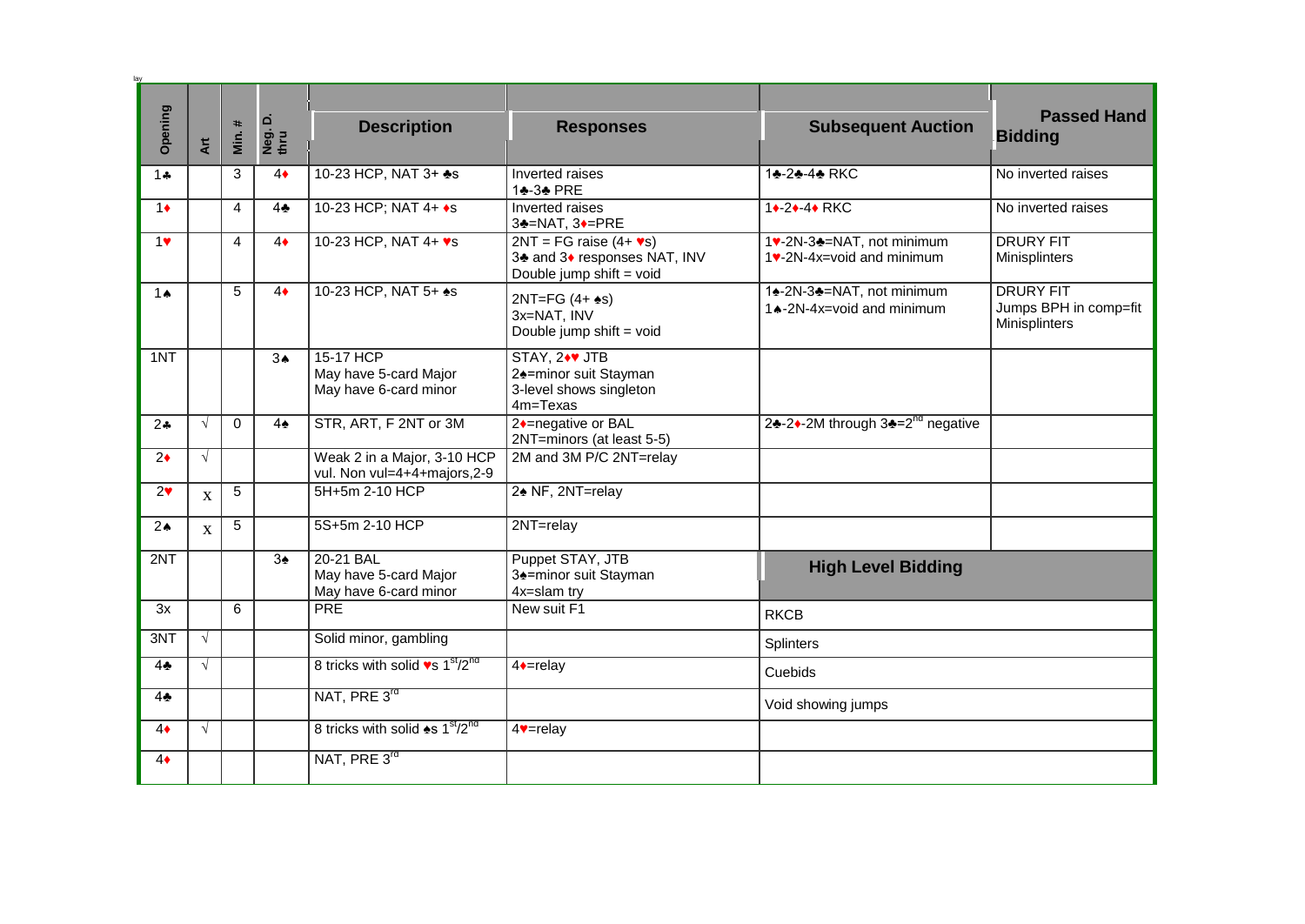| Opening | Art | Min. # | Neg. D. thru | Description | Responses | Subsequent Auction | Passed Hand Bidding |
|---|---|---|---|---|---|---|---|
| 1♣ | | 3 | 4♦ | 10-23 HCP, NAT 3+ ♣s | Inverted raises<br>1♣-3♣ PRE | 1♣-2♣-4♣ RKC | No inverted raises |
| 1♦ | | 4 | 4♣ | 10-23 HCP; NAT 4+ ♦s | Inverted raises<br>3♣=NAT, 3♦=PRE | 1♦-2♦-4♦ RKC | No inverted raises |
| 1♥ | | 4 | 4♦ | 10-23 HCP, NAT 4+ ♥s | 2NT = FG raise (4+ ♥s)<br>3♣ and 3♦ responses NAT, INV<br>Double jump shift = void | 1♥-2N-3♣=NAT, not minimum<br>1♥-2N-4x=void and minimum | DRURY FIT<br>Minisplinters |
| 1♠ | | 5 | 4♦ | 10-23 HCP, NAT 5+ ♠s | 2NT=FG (4+ ♠s)<br>3x=NAT, INV<br>Double jump shift = void | 1♠-2N-3♣=NAT, not minimum<br>1♠-2N-4x=void and minimum | DRURY FIT<br>Jumps BPH in comp=fit<br>Minisplinters |
| 1NT | | | 3♠ | 15-17 HCP<br>May have 5-card Major<br>May have 6-card minor | STAY, 2♦♥ JTB<br>2♠=minor suit Stayman<br>3-level shows singleton<br>4m=Texas | | |
| 2♣ | √ | 0 | 4♠ | STR, ART, F 2NT or 3M | 2♦=negative or BAL<br>2NT=minors (at least 5-5) | 2♣-2♦-2M through 3♣=2nd negative | |
| 2♦ | √ | | | Weak 2 in a Major, 3-10 HCP vul. Non vul=4+4+majors,2-9 | 2M and 3M P/C 2NT=relay | | |
| 2♥ | x | 5 | | 5H+5m 2-10 HCP | 2♠ NF, 2NT=relay | | |
| 2♠ | x | 5 | | 5S+5m 2-10 HCP | 2NT=relay | | |
| 2NT | | | 3♠ | 20-21 BAL<br>May have 5-card Major<br>May have 6-card minor | Puppet STAY, JTB<br>3♠=minor suit Stayman<br>4x=slam try | **High Level Bidding** | |
| 3x | | 6 | | PRE | New suit F1 | RKCB | |
| 3NT | √ | | | Solid minor, gambling | | Splinters | |
| 4♣ | √ | | | 8 tricks with solid ♥s 1st/2nd | 4♦=relay | Cuebids | |
| 4♣ | | | | NAT, PRE 3rd | | Void showing jumps | |
| 4♦ | √ | | | 8 tricks with solid ♠s 1st/2nd | 4♥=relay | | |
| 4♦ | | | | NAT, PRE 3rd | | | |